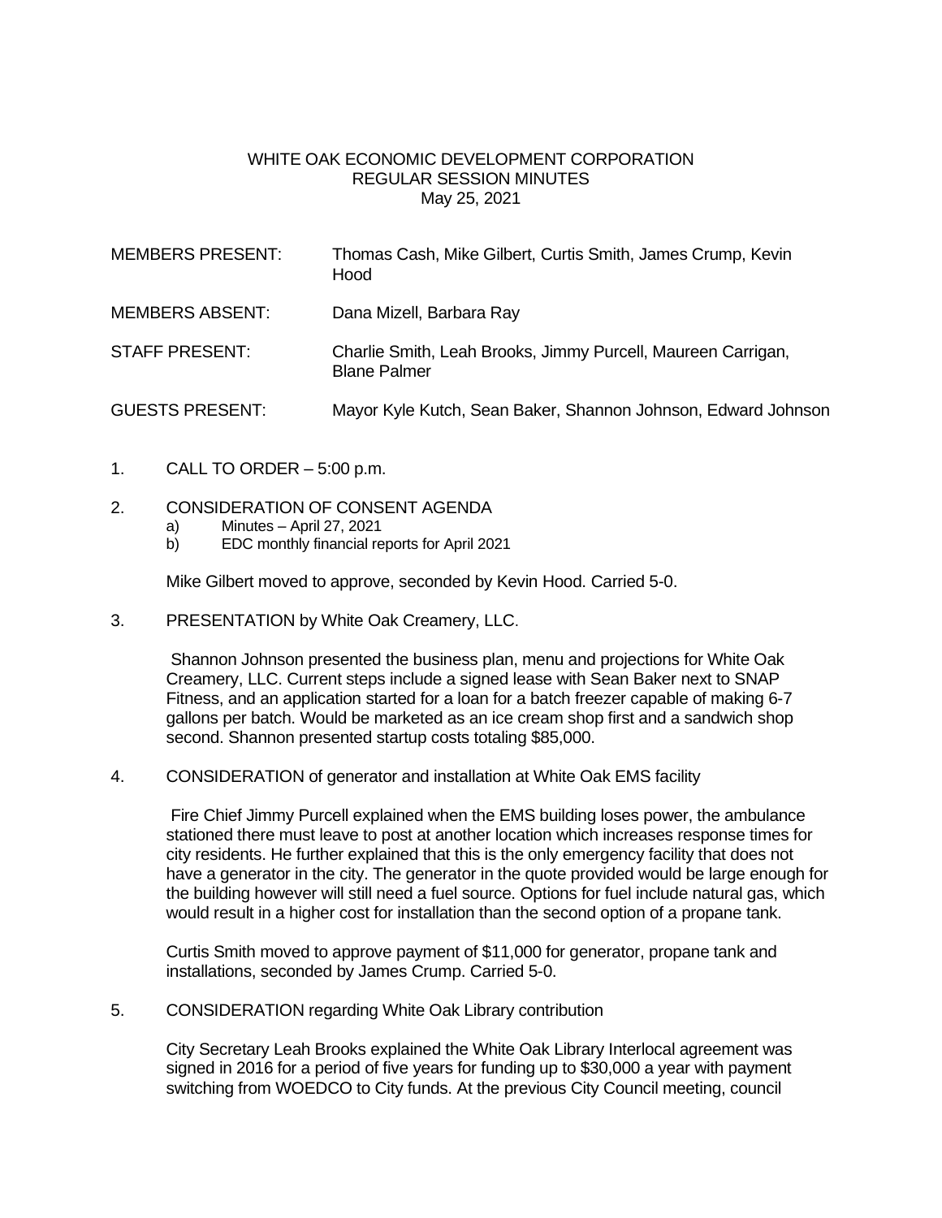# WHITE OAK ECONOMIC DEVELOPMENT CORPORATION
## REGULAR SESSION MINUTES
### May 25, 2021

| | |
|---|---|
| MEMBERS PRESENT: | Thomas Cash, Mike Gilbert, Curtis Smith, James Crump, Kevin Hood |
| MEMBERS ABSENT: | Dana Mizell, Barbara Ray |
| STAFF PRESENT: | Charlie Smith, Leah Brooks, Jimmy Purcell, Maureen Carrigan, Blane Palmer |
| GUESTS PRESENT: | Mayor Kyle Kutch, Sean Baker, Shannon Johnson, Edward Johnson |

1. CALL TO ORDER – 5:00 p.m.

2. CONSIDERATION OF CONSENT AGENDA
   a) Minutes – April 27, 2021
   b) EDC monthly financial reports for April 2021

   Mike Gilbert moved to approve, seconded by Kevin Hood. Carried 5-0.

3. PRESENTATION by White Oak Creamery, LLC.

   Shannon Johnson presented the business plan, menu and projections for White Oak Creamery, LLC. Current steps include a signed lease with Sean Baker next to SNAP Fitness, and an application started for a loan for a batch freezer capable of making 6-7 gallons per batch. Would be marketed as an ice cream shop first and a sandwich shop second. Shannon presented startup costs totaling $85,000.

4. CONSIDERATION of generator and installation at White Oak EMS facility

   Fire Chief Jimmy Purcell explained when the EMS building loses power, the ambulance stationed there must leave to post at another location which increases response times for city residents. He further explained that this is the only emergency facility that does not have a generator in the city. The generator in the quote provided would be large enough for the building however will still need a fuel source. Options for fuel include natural gas, which would result in a higher cost for installation than the second option of a propane tank.

   Curtis Smith moved to approve payment of $11,000 for generator, propane tank and installations, seconded by James Crump. Carried 5-0.

5. CONSIDERATION regarding White Oak Library contribution

   City Secretary Leah Brooks explained the White Oak Library Interlocal agreement was signed in 2016 for a period of five years for funding up to $30,000 a year with payment switching from WOEDCO to City funds. At the previous City Council meeting, council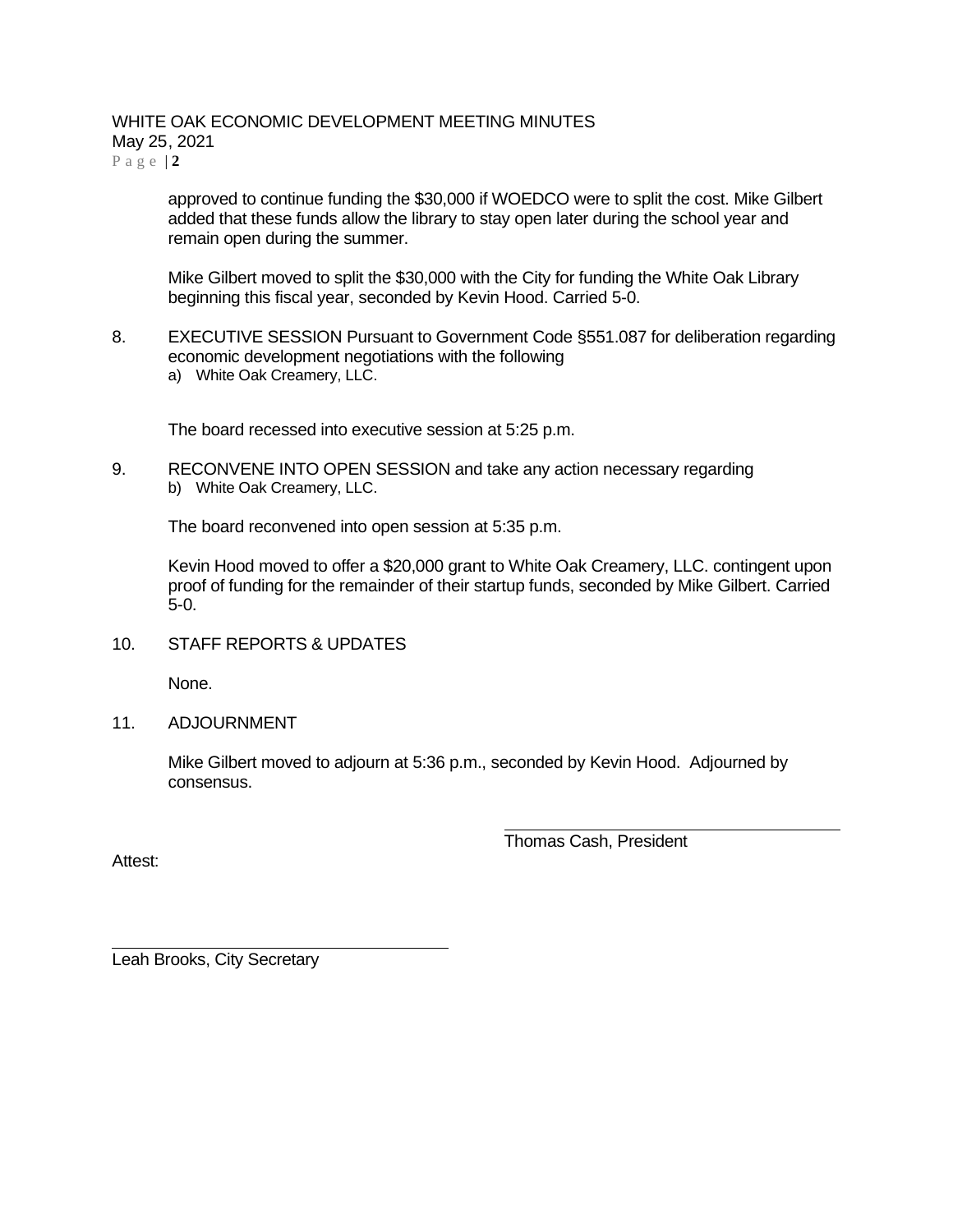approved to continue funding the $30,000 if WOEDCO were to split the cost. Mike Gilbert added that these funds allow the library to stay open later during the school year and remain open during the summer.

Mike Gilbert moved to split the $30,000 with the City for funding the White Oak Library beginning this fiscal year, seconded by Kevin Hood. Carried 5-0.

8. EXECUTIVE SESSION Pursuant to Government Code §551.087 for deliberation regarding economic development negotiations with the following
   a) White Oak Creamery, LLC.

   The board recessed into executive session at 5:25 p.m.

9. RECONVENE INTO OPEN SESSION and take any action necessary regarding
   b) White Oak Creamery, LLC.

   The board reconvened into open session at 5:35 p.m.

   Kevin Hood moved to offer a $20,000 grant to White Oak Creamery, LLC. contingent upon proof of funding for the remainder of their startup funds, seconded by Mike Gilbert. Carried 5-0.

10. STAFF REPORTS & UPDATES

    None.

11. ADJOURNMENT

    Mike Gilbert moved to adjourn at 5:36 p.m., seconded by Kevin Hood. Adjourned by consensus.

\_\_\_\_\_\_\_\_\_\_\_\_\_\_\_\_\_\_\_\_\_\_\_\_\_\_\_\_\_\_\_\_\_\_\_\_

Thomas Cash, President

Attest:

\_\_\_\_\_\_\_\_\_\_\_\_\_\_\_\_\_\_\_\_\_\_\_\_\_\_\_\_\_\_\_\_\_\_\_\_

Leah Brooks, City Secretary